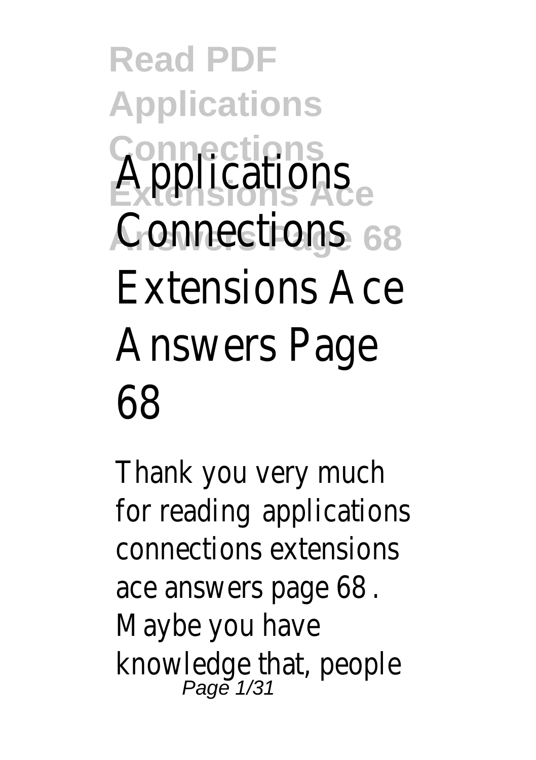# Applications Connections Extensions Ace Answers Page 68

Thank you very much for reading applications connections extensions ace answers page 68. Maybe you have knowledge that, people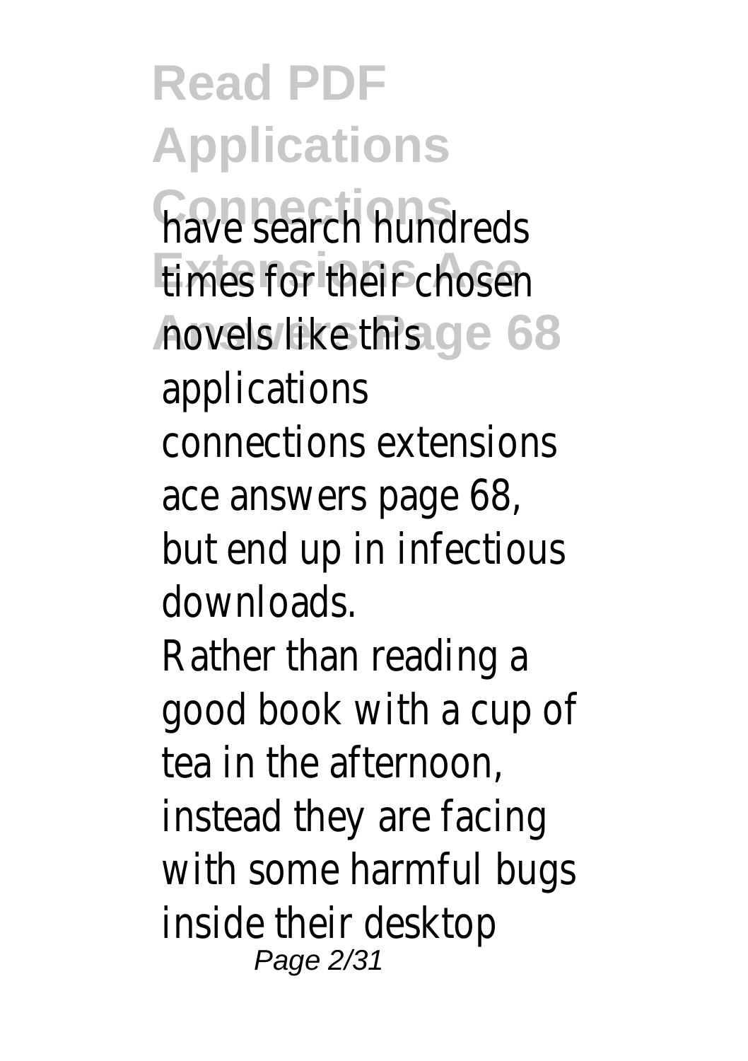have search hundreds times for their chosen novels like this applications connections extensions ace answers page 68, but end up in infectious downloads.

Rather than reading a good book with a cup of tea in the afternoon, instead they are facing with some harmful bugs inside their desktop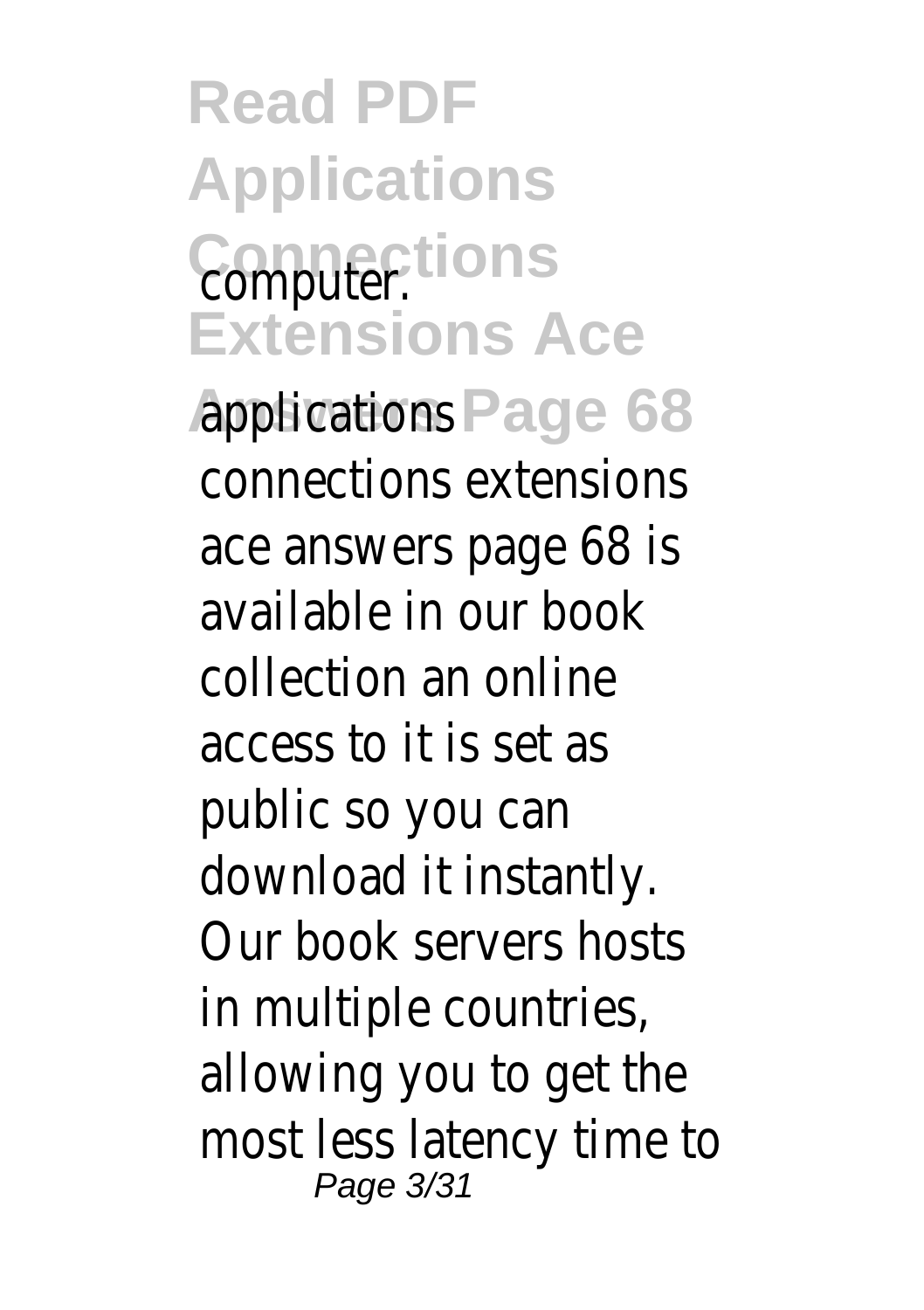computer.

applications connections extensions ace answers page 68 is available in our book collection an online access to it is set as public so you can download it instantly. Our book servers hosts in multiple countries, allowing you to get the most less latency time to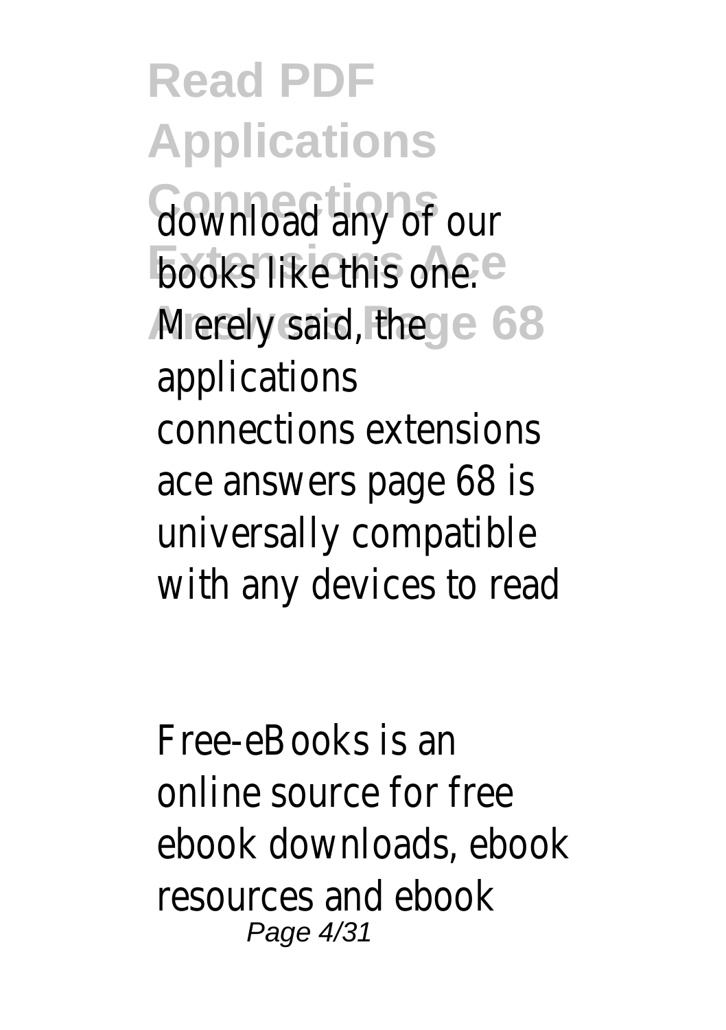download any of our books like this one. Merely said, the applications connections extensions ace answers page 68 is universally compatible with any devices to read

Free-eBooks is an online source for free ebook downloads, ebook resources and ebook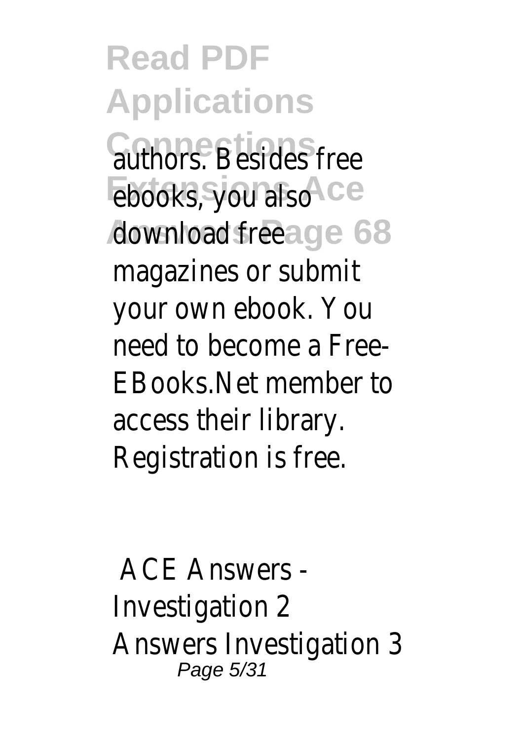authors. Besides free ebooks, you also download free magazines or submit your own ebook. You need to become a Free-EBooks.Net member to access their library. Registration is free.

ACE Answers - Investigation 2

Answers Investigation 3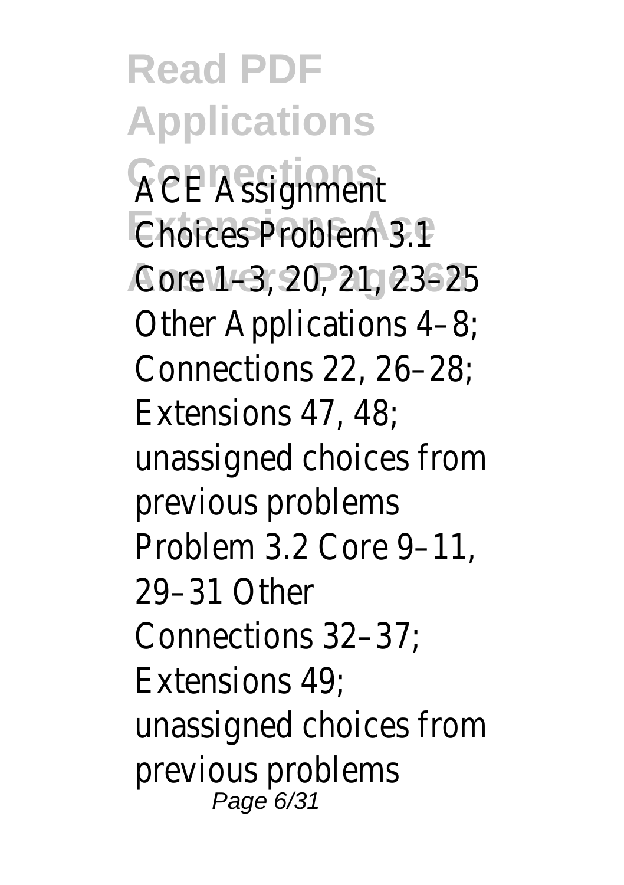ACE Assignment Choices Problem 3.1 Core 1–3, 20, 21, 23–25 Other Applications 4–8; Connections 22, 26–28; Extensions 47, 48; unassigned choices from previous problems Problem 3.2 Core 9–11, 29–31 Other Connections 32–37; Extensions 49; unassigned choices from previous problems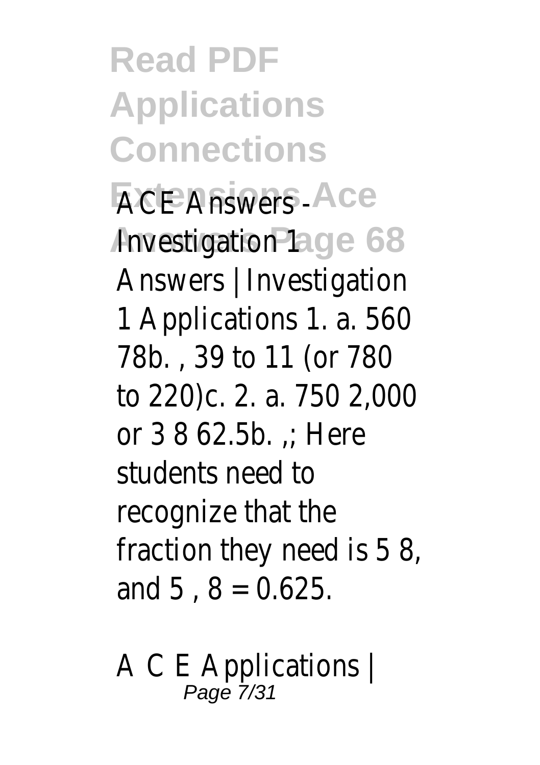**Read PDF Applications Connections Extensions Ace Answers Page 68**

ACE Answers - Investigation 1

Answers | Investigation 1 Applications 1. a. 560 78b. , 39 to 11 (or 780 to 220)c. 2. a. 750 2,000 or 3 8 62.5b. ,; Here students need to recognize that the fraction they need is 5 8, and 5 , 8 = 0.625.

A C E Applications |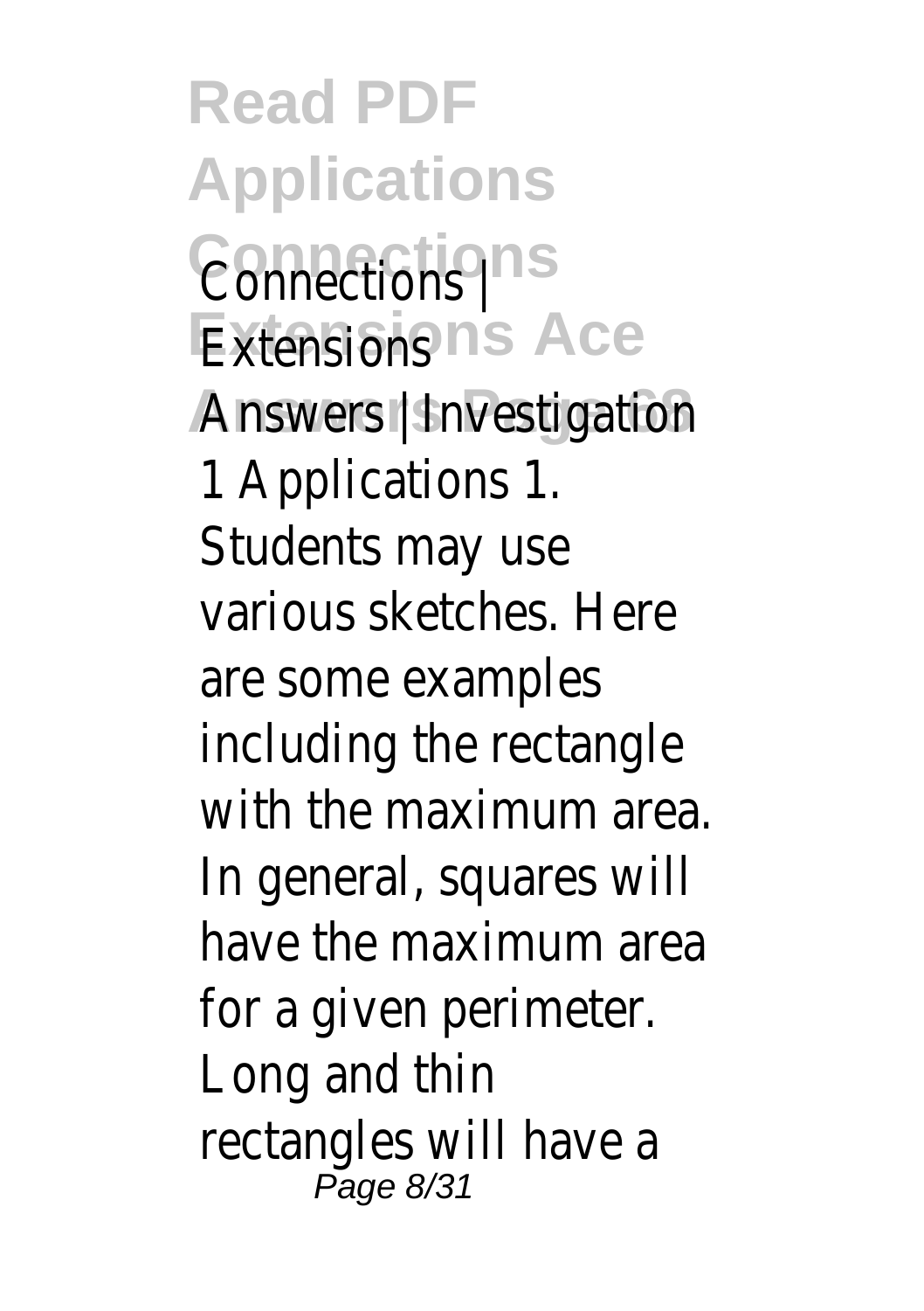Connections | Extensions Answers | Investigation 1 Applications 1. Students may use various sketches. Here are some examples including the rectangle with the maximum area. In general, squares will have the maximum area for a given perimeter. Long and thin rectangles will have a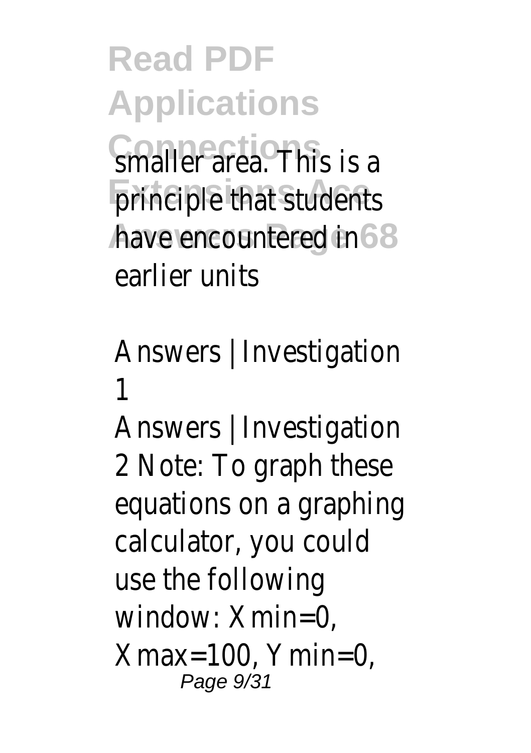smaller area. This is a principle that students have encountered in earlier units

Answers | Investigation 1

Answers | Investigation 2 Note: To graph these equations on a graphing calculator, you could use the following window: Xmin=0, Xmax=100, Ymin=0,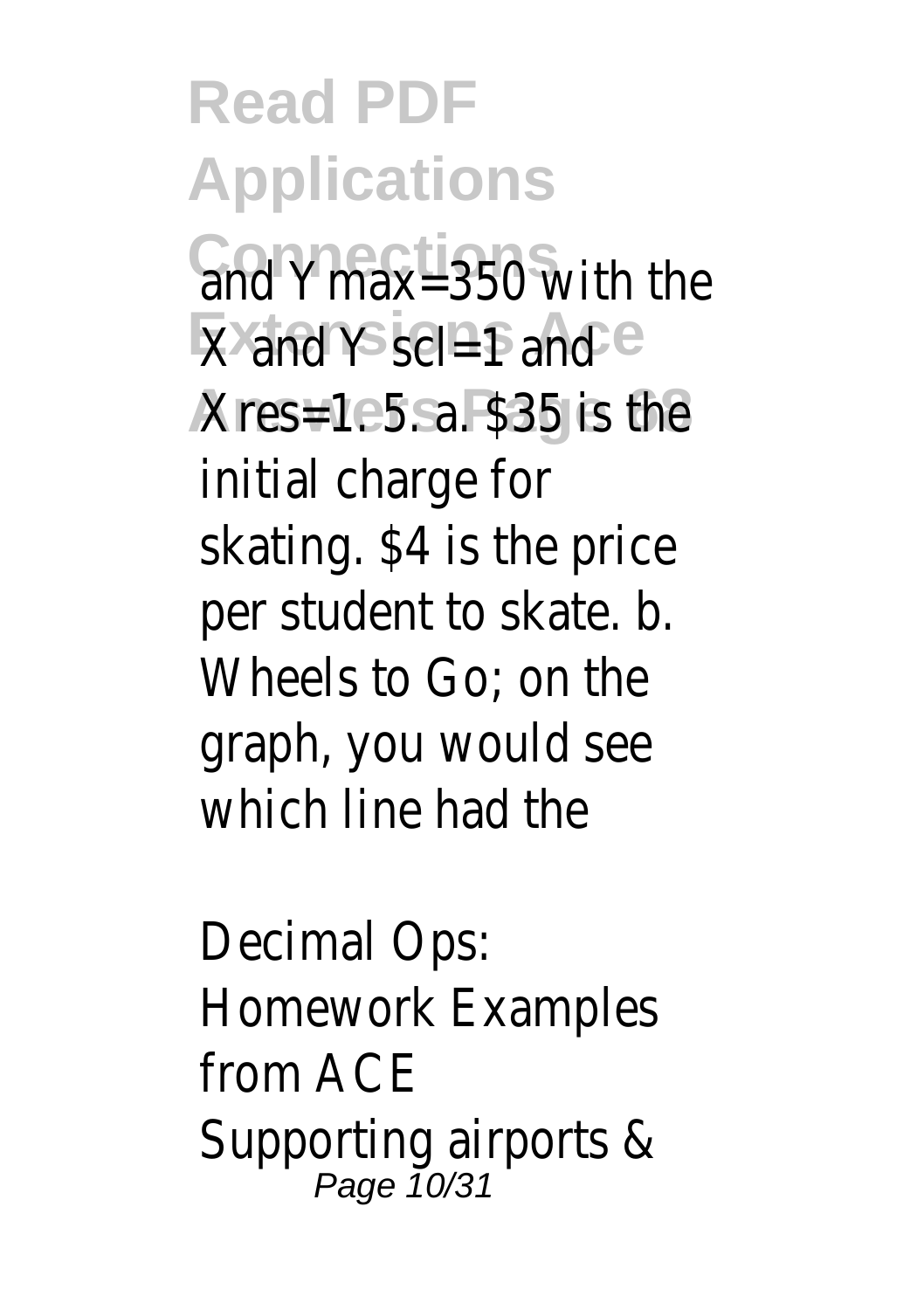and Ymax=350 with the X and Y scl=1 and Xres=1. 5. a. $35 is the initial charge for skating. $4 is the price per student to skate. b. Wheels to Go; on the graph, you would see which line had the

Decimal Ops: Homework Examples from ACE

Supporting airports &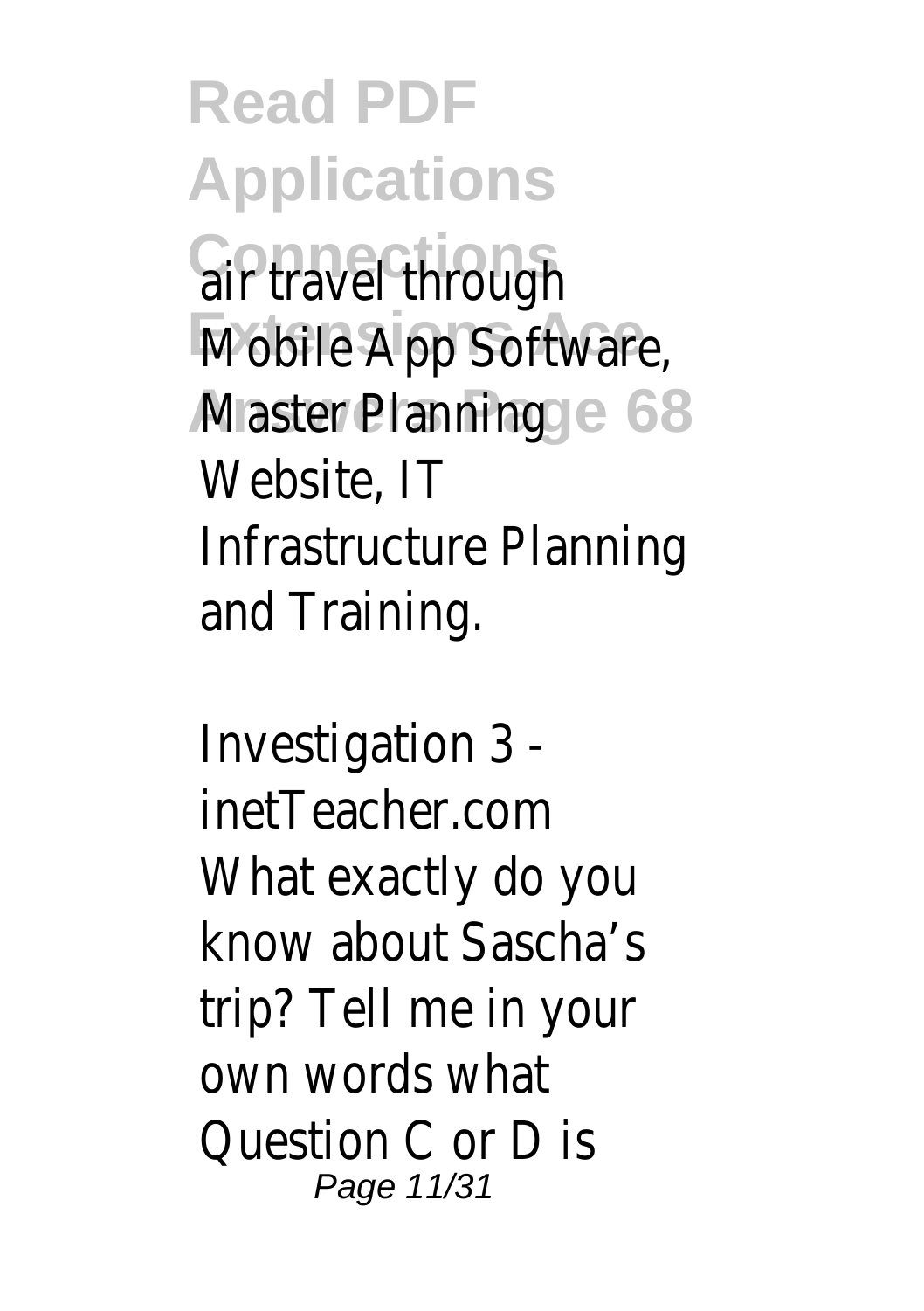air travel through Mobile App Software, Master Planning Website, IT Infrastructure Planning and Training.

Investigation 3 - inetTeacher.com

What exactly do you know about Sascha's trip? Tell me in your own words what Question C or D is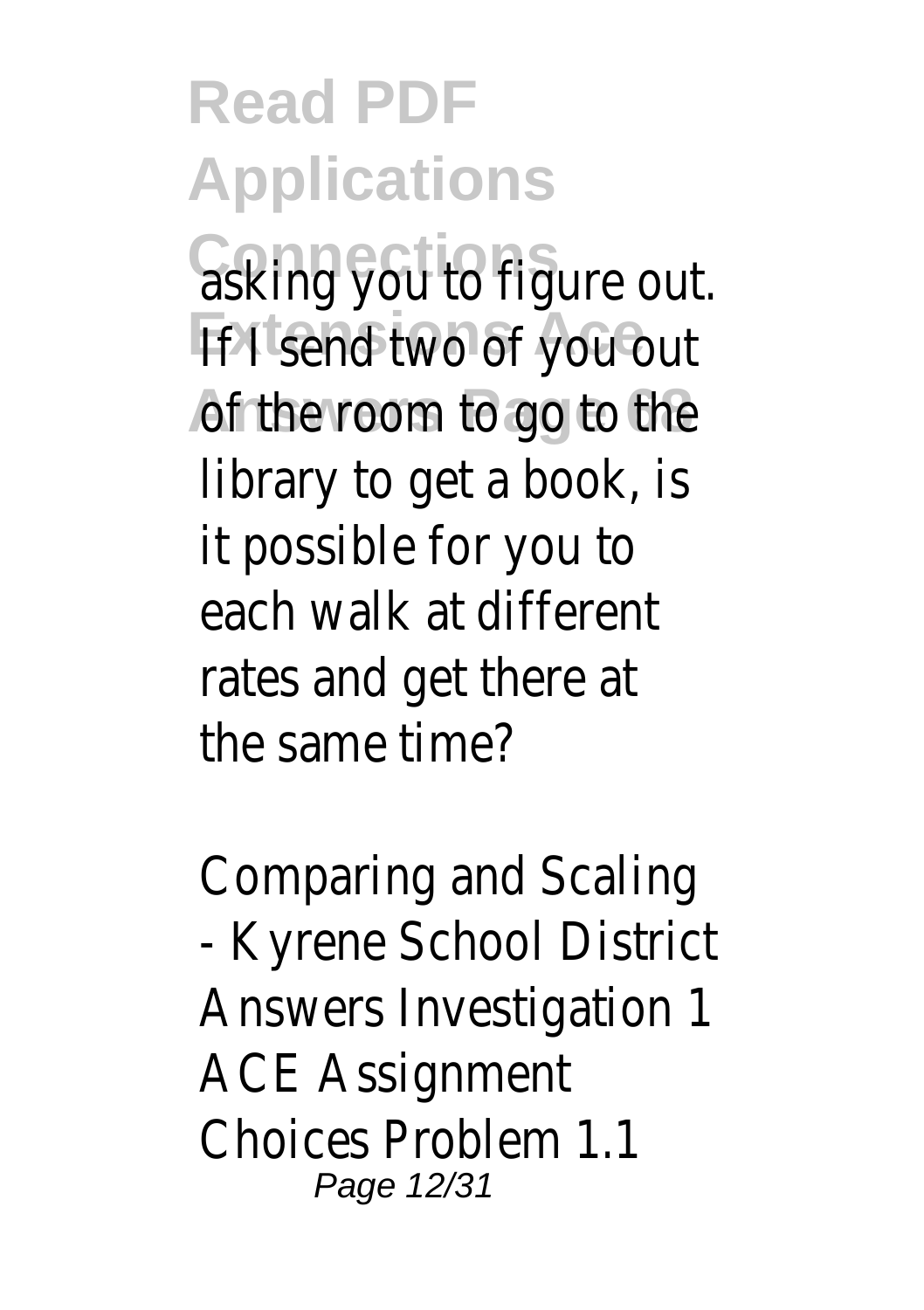asking you to figure out. If I send two of you out of the room to go to the library to get a book, is it possible for you to each walk at different rates and get there at the same time?

Comparing and Scaling - Kyrene School District Answers Investigation 1 ACE Assignment Choices Problem 1.1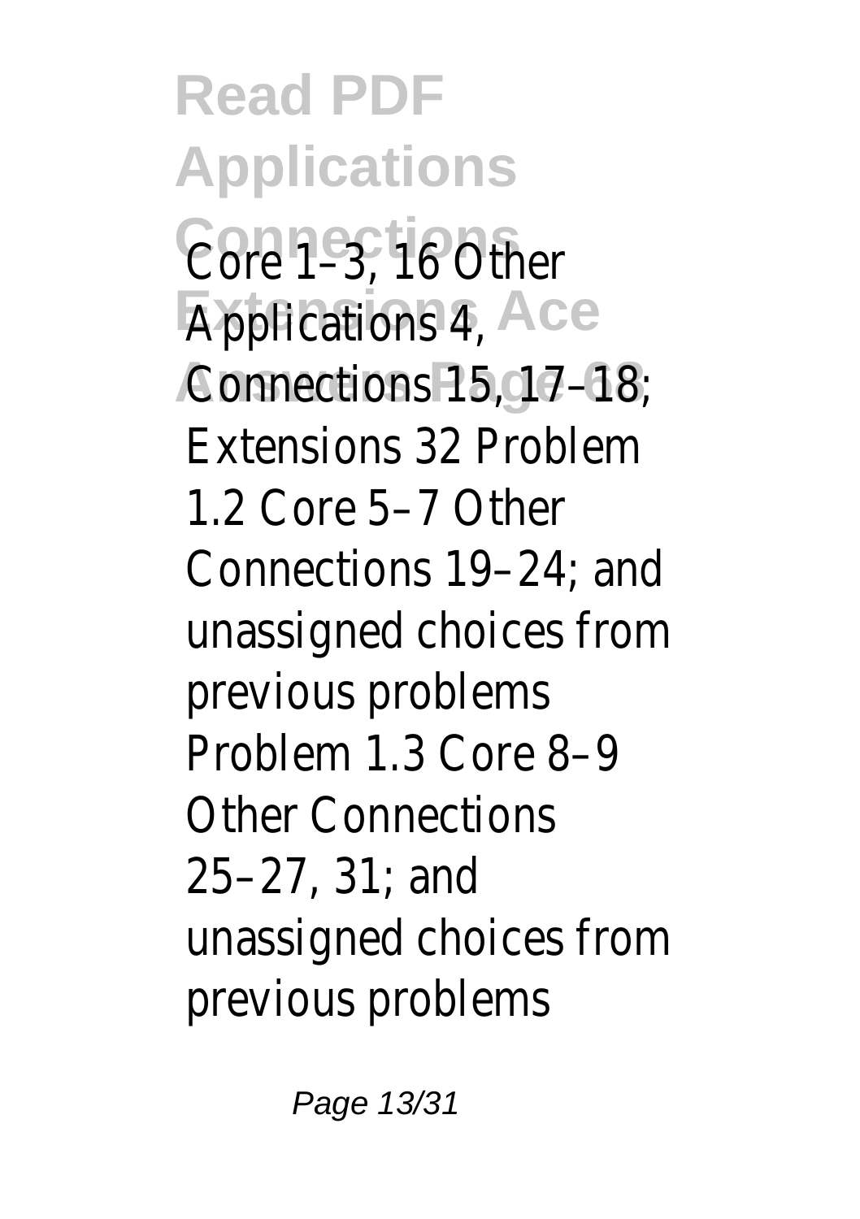Core 1–3, 16 Other Applications 4, Connections 15, 17–18; Extensions 32 Problem 1.2 Core 5–7 Other Connections 19–24; and unassigned choices from previous problems Problem 1.3 Core 8–9 Other Connections 25–27, 31; and unassigned choices from previous problems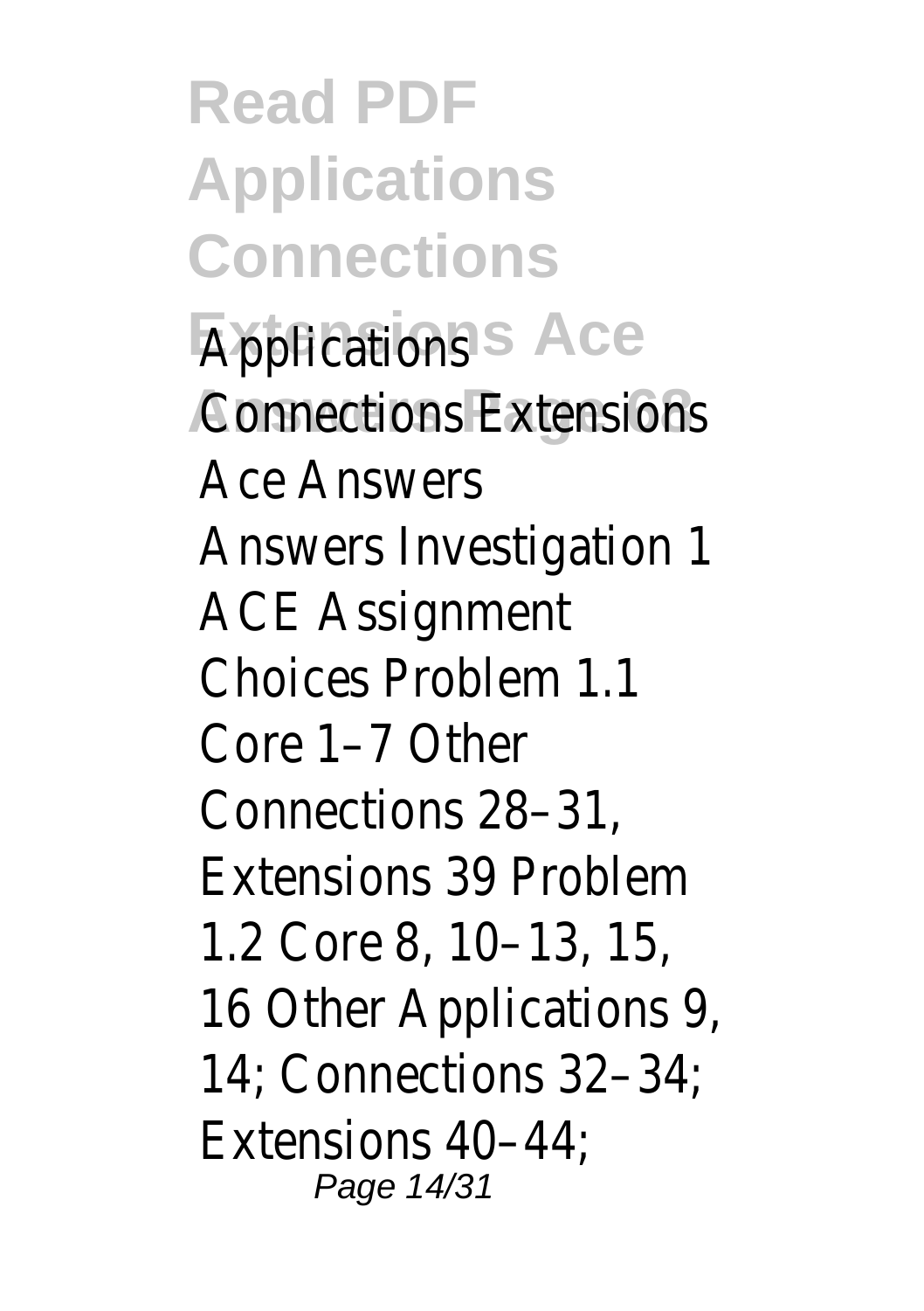**Applications Connections Extensions Ace Answers**

Answers Investigation 1 ACE Assignment Choices Problem 1.1 Core 1–7 Other Connections 28–31, Extensions 39 Problem 1.2 Core 8, 10–13, 15, 16 Other Applications 9, 14; Connections 32–34; Extensions 40–44;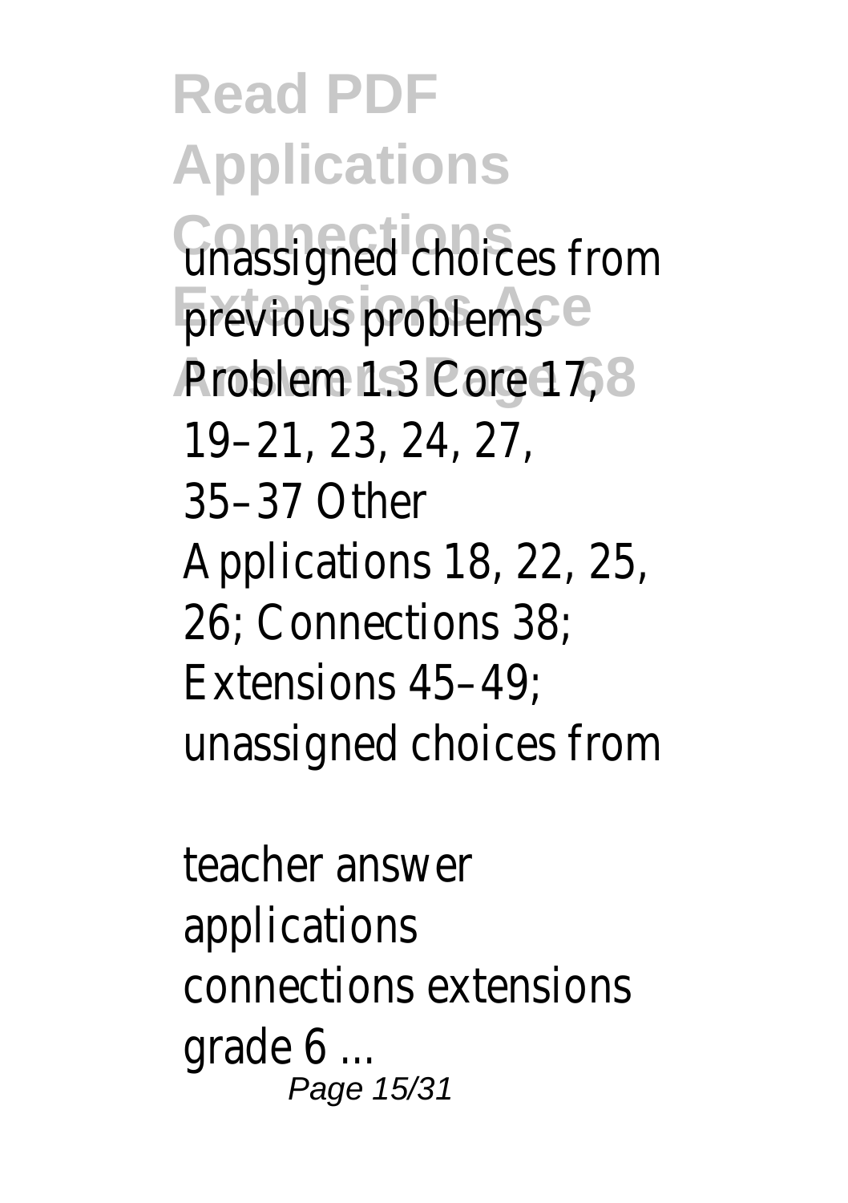unassigned choices from previous problems Problem 1.3 Core 17, 19–21, 23, 24, 27, 35–37 Other Applications 18, 22, 25, 26; Connections 38; Extensions 45–49; unassigned choices from

teacher answer applications connections extensions grade 6 ...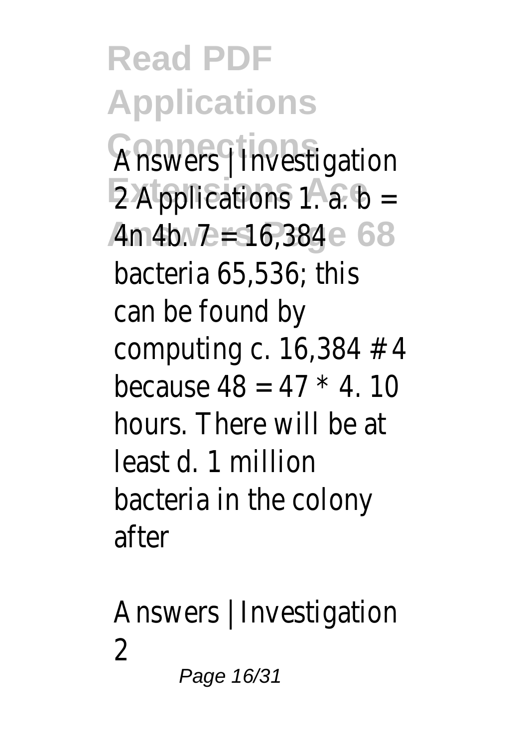# Read PDF Applications Connections Extensions Ace Answers Page 68

Answers | Investigation 2 Applications 1. a. b = 4n 4b. 7 = 16,384 bacteria 65,536; this can be found by computing c. 16,384 # 4 because 48 = 47 * 4. 10 hours. There will be at least d. 1 million bacteria in the colony after

Answers | Investigation 2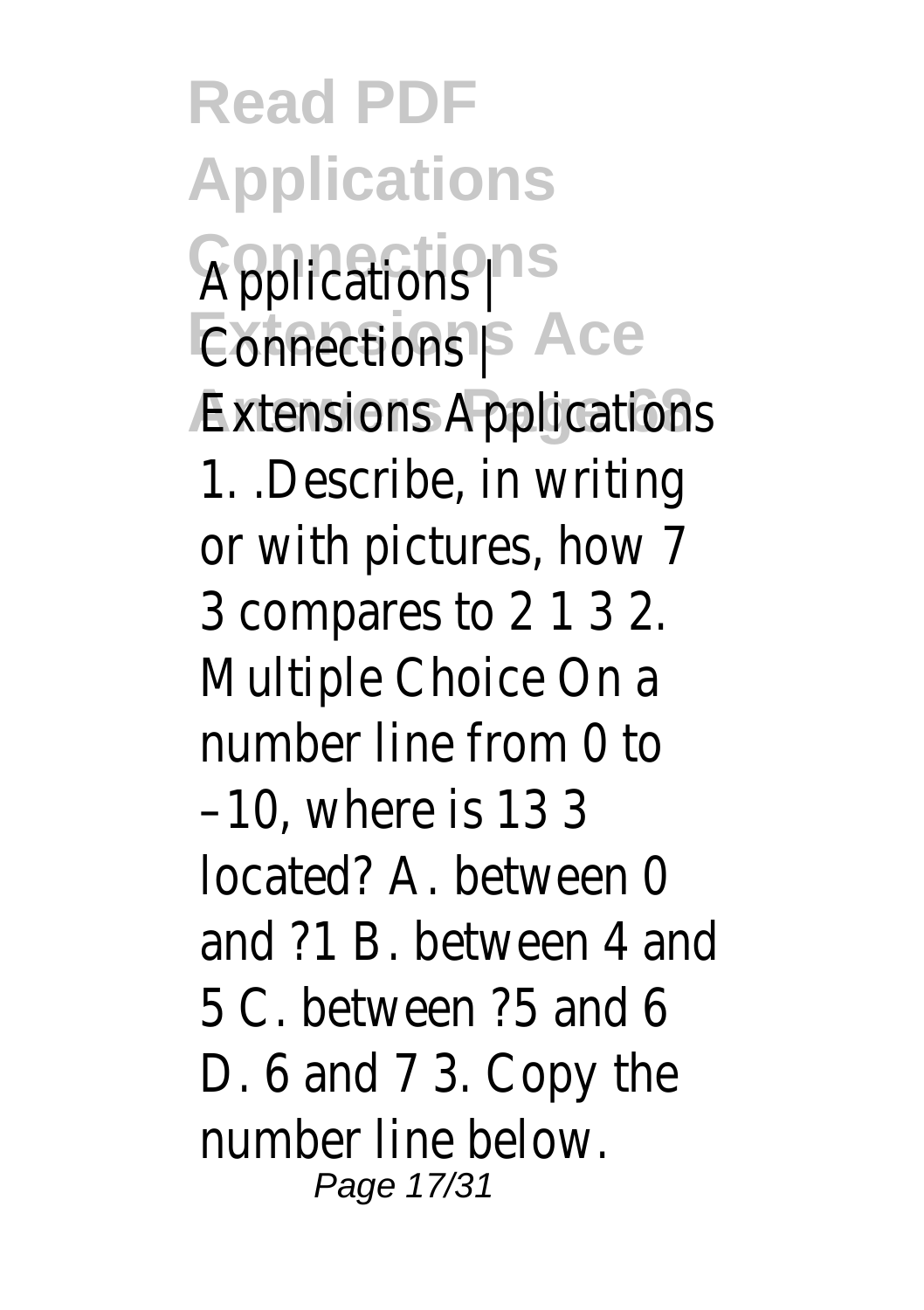# Read PDF Applications Connections Extensions Ace Answers Page 68

Applications | Connections | Extensions Applications 1. .Describe, in writing or with pictures, how 7 3 compares to 2 1 3 2. Multiple Choice On a number line from 0 to –10, where is 13 3 located? A. between 0 and ?1 B. between 4 and 5 C. between ?5 and 6 D. 6 and 7 3. Copy the number line below.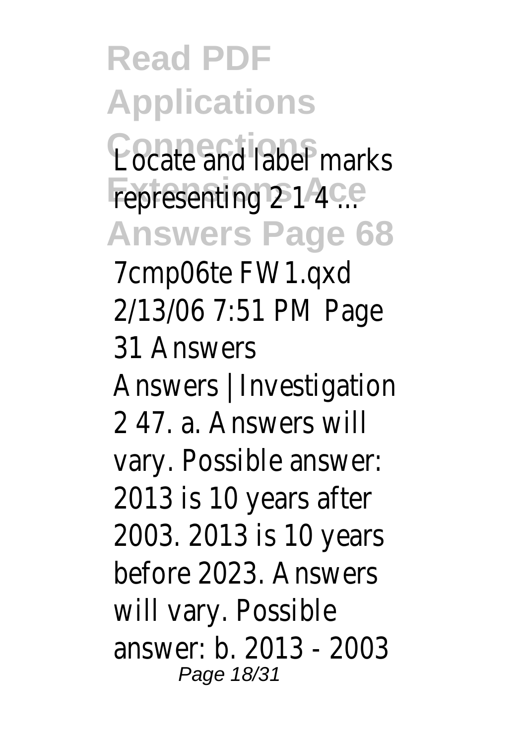Locate and label marks representing 2 1 4 ...

7cmp06te FW1.qxd 2/13/06 7:51 PM Page 31 Answers

Answers | Investigation 2 47. a. Answers will vary. Possible answer: 2013 is 10 years after 2003. 2013 is 10 years before 2023. Answers will vary. Possible answer: b. 2013 - 2003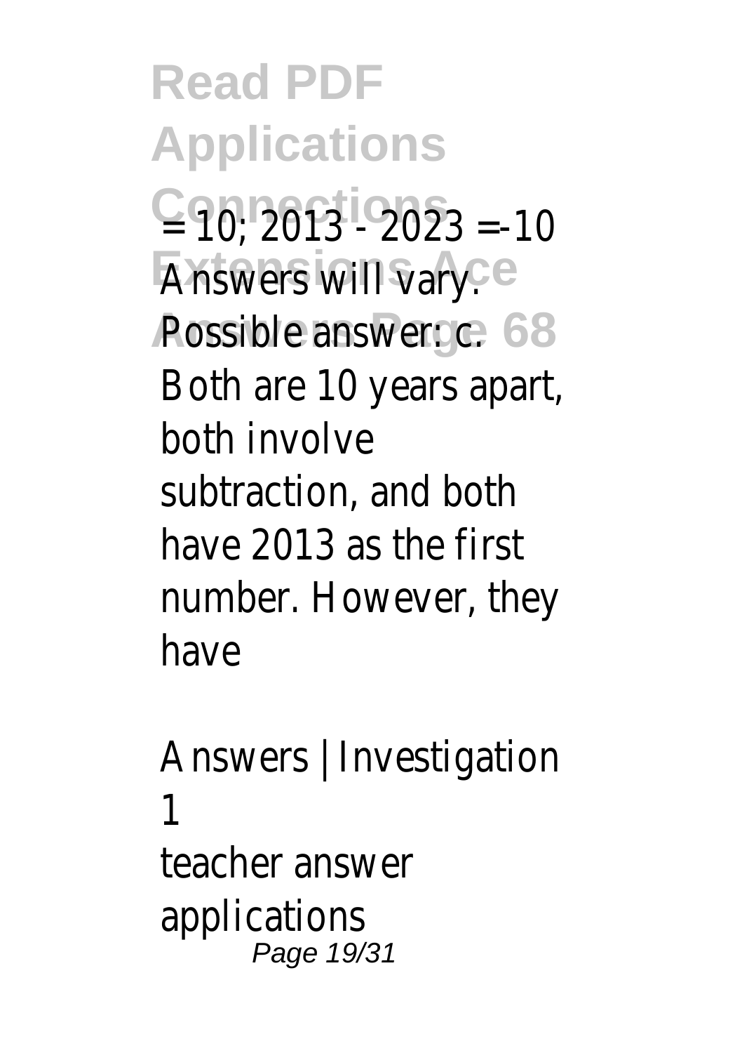= 10; 2013 - 2023 =-10 Answers will vary. Possible answer: c. Both are 10 years apart, both involve subtraction, and both have 2013 as the first number. However, they have

Answers | Investigation 1

teacher answer applications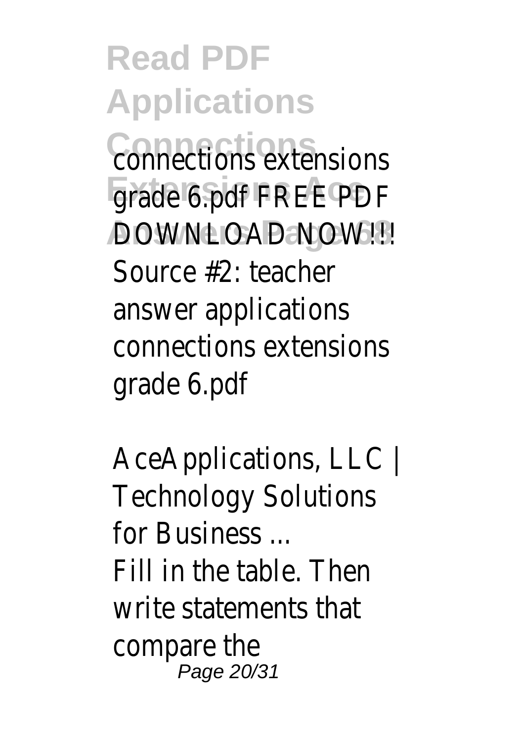connections extensions grade 6.pdf FREE PDF DOWNLOAD NOW!!! Source #2: teacher answer applications connections extensions grade 6.pdf

AceApplications, LLC | Technology Solutions for Business ...

Fill in the table. Then write statements that compare the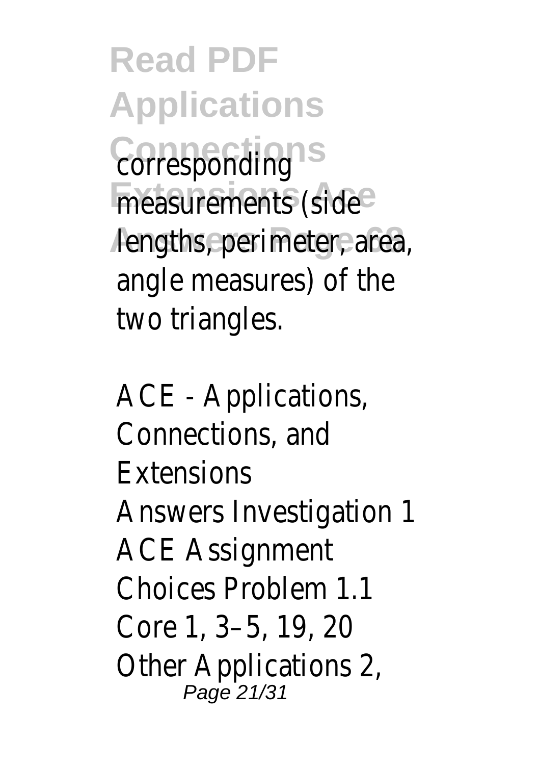corresponding measurements (side lengths, perimeter, area, angle measures) of the two triangles.

ACE - Applications, Connections, and Extensions

Answers Investigation 1 ACE Assignment Choices Problem 1.1 Core 1, 3–5, 19, 20 Other Applications 2,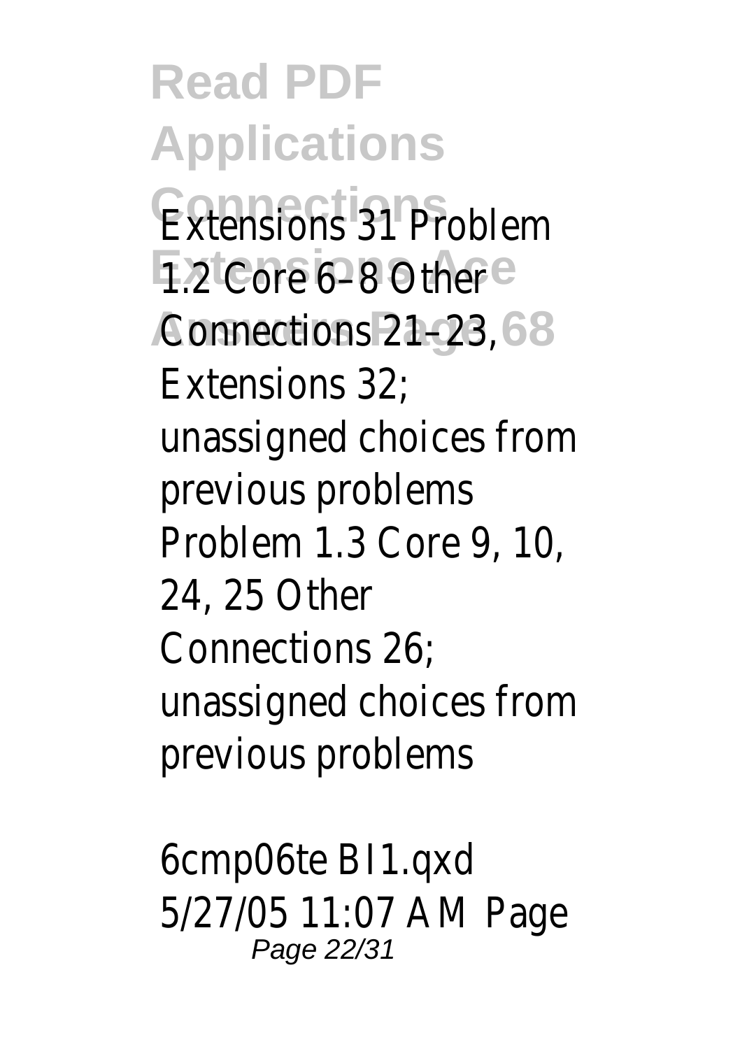Extensions 31 Problem 1.2 Core 6–8 Other Connections 21–23, Extensions 32; unassigned choices from previous problems Problem 1.3 Core 9, 10, 24, 25 Other Connections 26; unassigned choices from previous problems

6cmp06te BI1.qxd 5/27/05 11:07 AM Page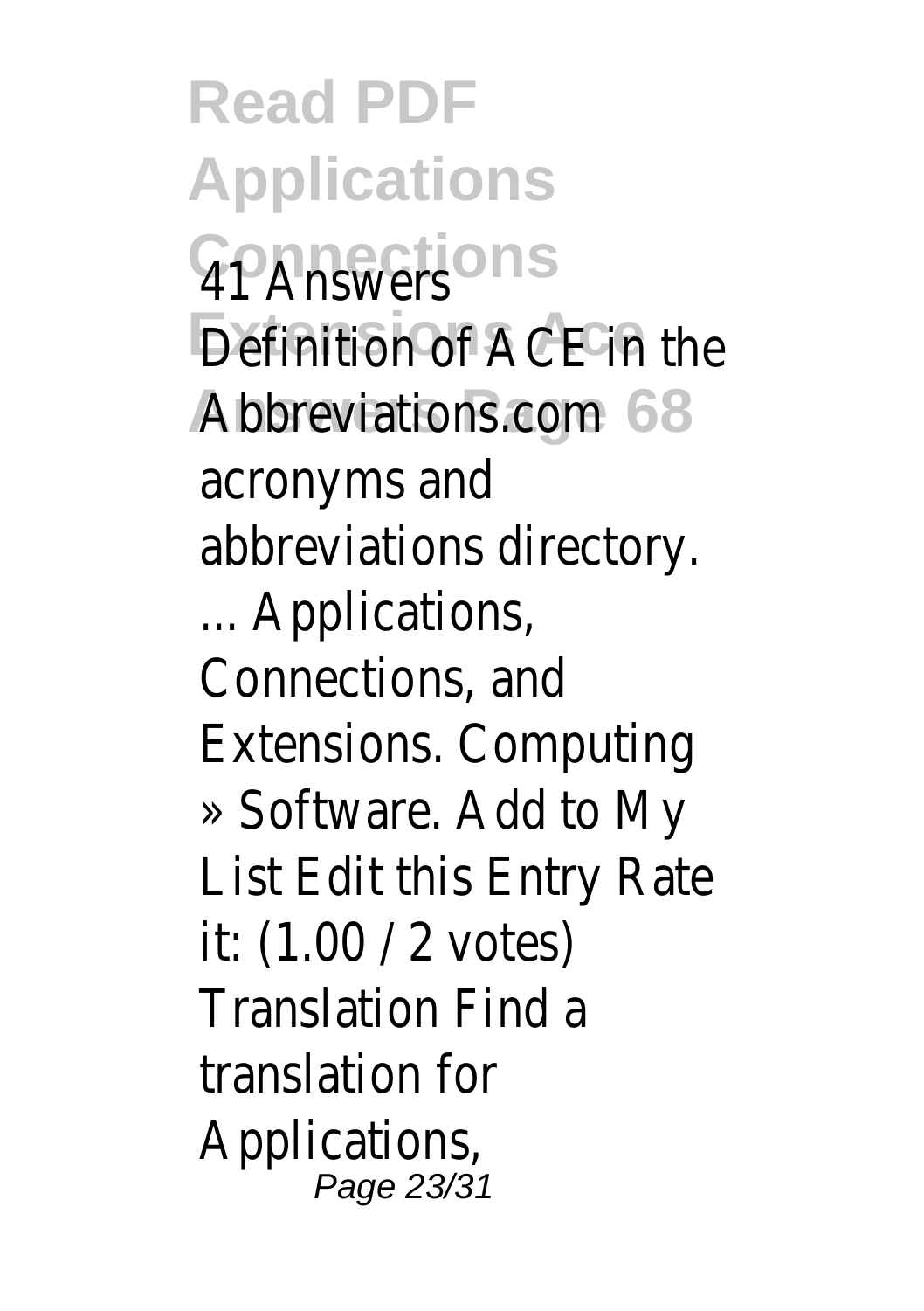41 Answers
Definition of ACE in the Abbreviations.com acronyms and abbreviations directory. ... Applications, Connections, and Extensions. Computing » Software. Add to My List Edit this Entry Rate it: (1.00 / 2 votes) Translation Find a translation for Applications,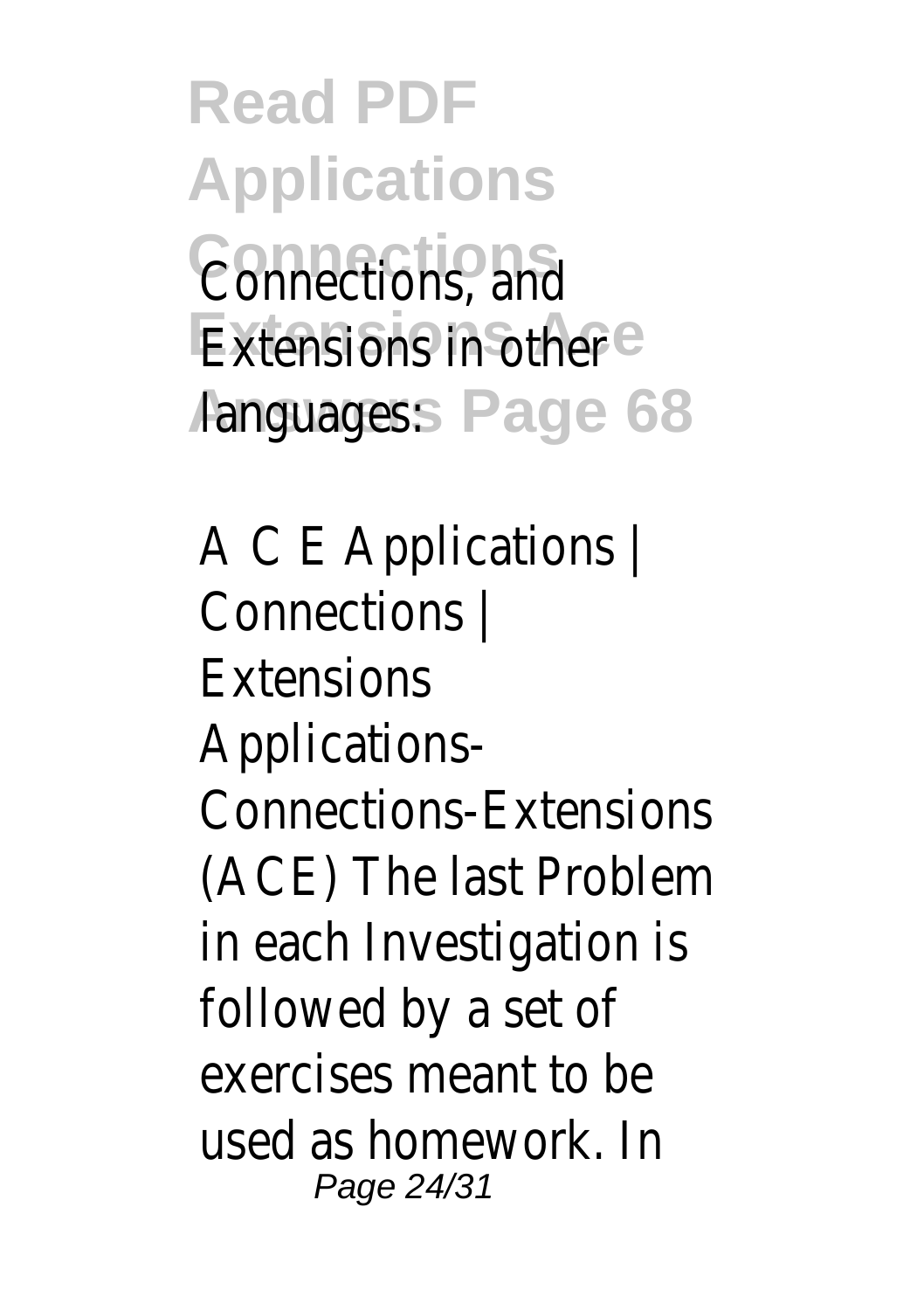Connections, and Extensions in other languages:

A C E Applications | Connections | Extensions

Applications-Connections-Extensions (ACE) The last Problem in each Investigation is followed by a set of exercises meant to be used as homework. In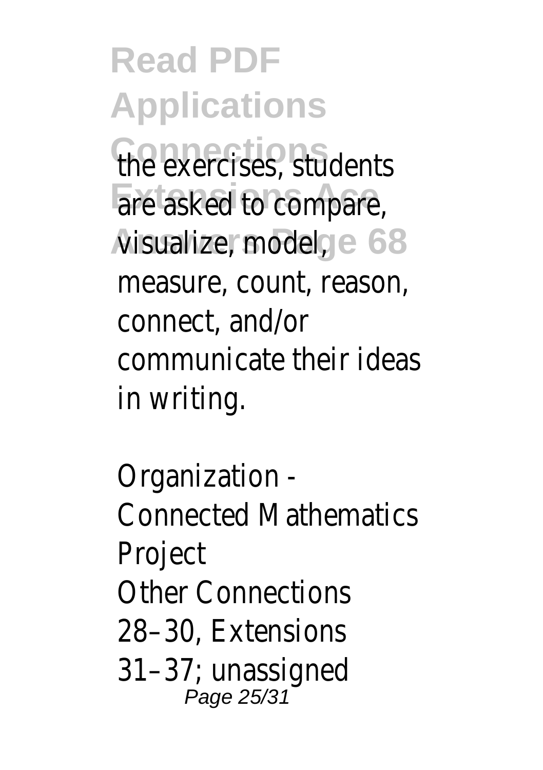the exercises, students are asked to compare, visualize, model, measure, count, reason, connect, and/or communicate their ideas in writing.

Organization - Connected Mathematics Project

Other Connections 28–30, Extensions 31–37; unassigned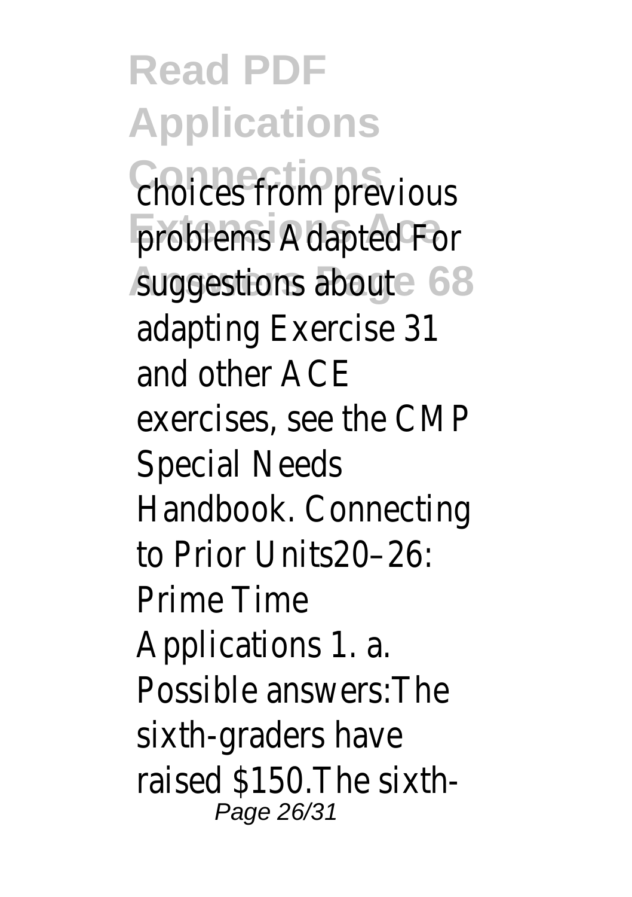choices from previous problems Adapted For suggestions about adapting Exercise 31 and other ACE exercises, see the CMP Special Needs Handbook. Connecting to Prior Units20–26: Prime Time Applications 1. a. Possible answers:The sixth-graders have raised $150.The sixth-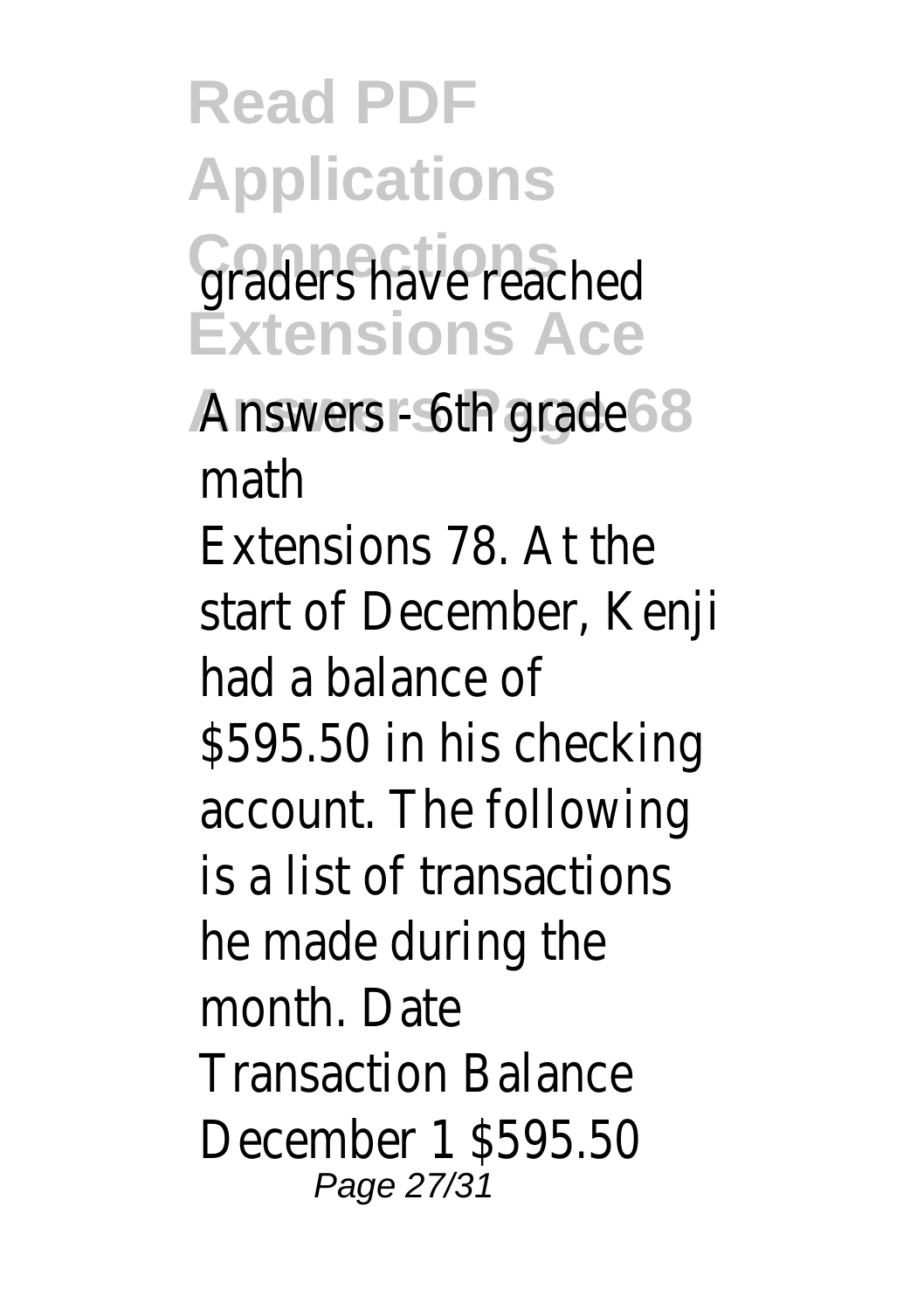graders have reached

Answers - 6th grade math

Extensions 78. At the start of December, Kenji had a balance of $595.50 in his checking account. The following is a list of transactions he made during the month. Date Transaction Balance December 1 $595.50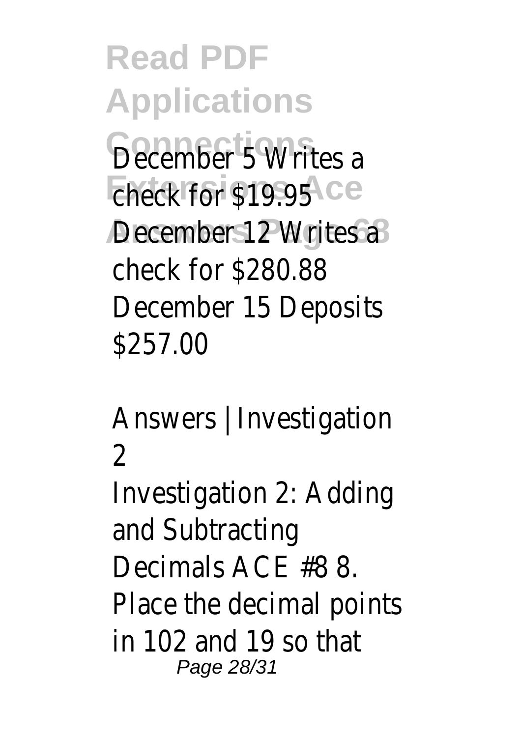December 5 Writes a check for $19.95
December 12 Writes a check for $280.88
December 15 Deposits $257.00

Answers | Investigation 2

Investigation 2: Adding and Subtracting Decimals ACE #8 8. Place the decimal points in 102 and 19 so that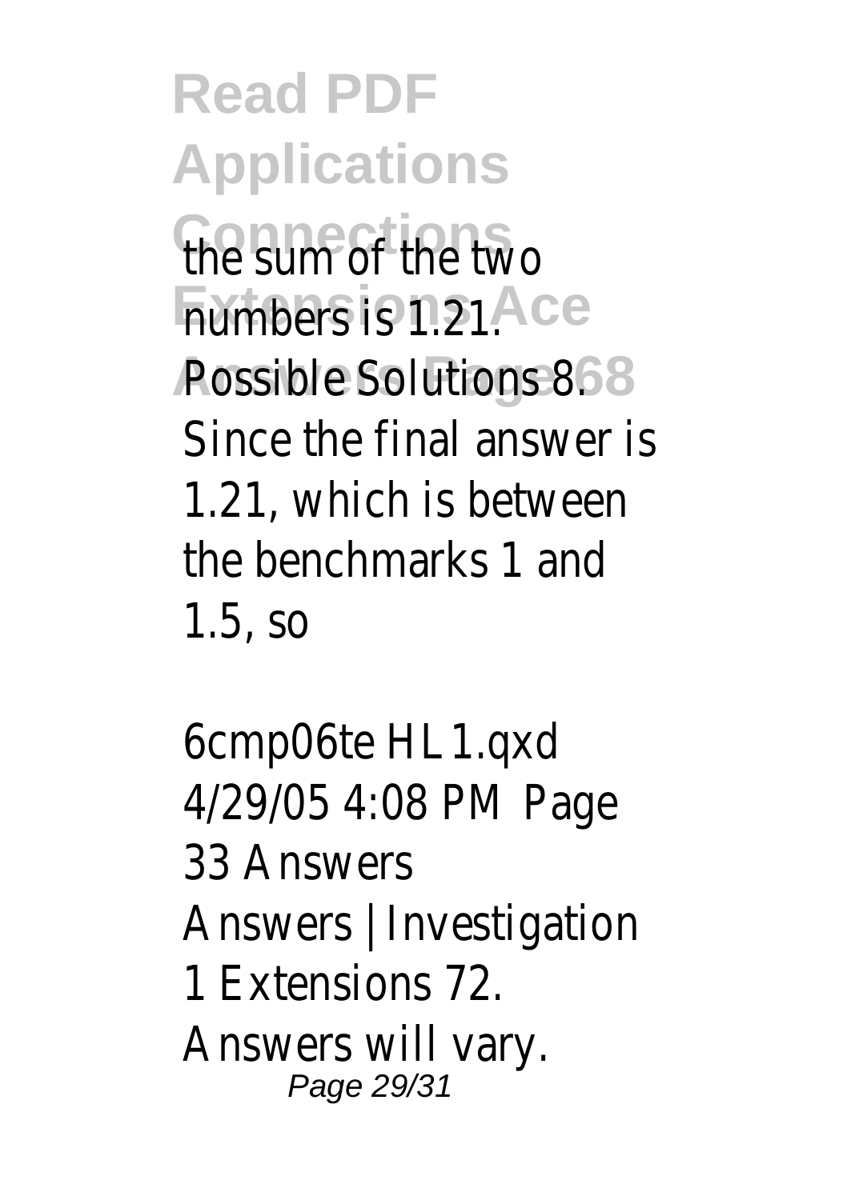the sum of the two numbers is 1.21. Possible Solutions 8. Since the final answer is 1.21, which is between the benchmarks 1 and 1.5, so

6cmp06te HL1.qxd 4/29/05 4:08 PM Page 33 Answers Answers | Investigation 1 Extensions 72. Answers will vary.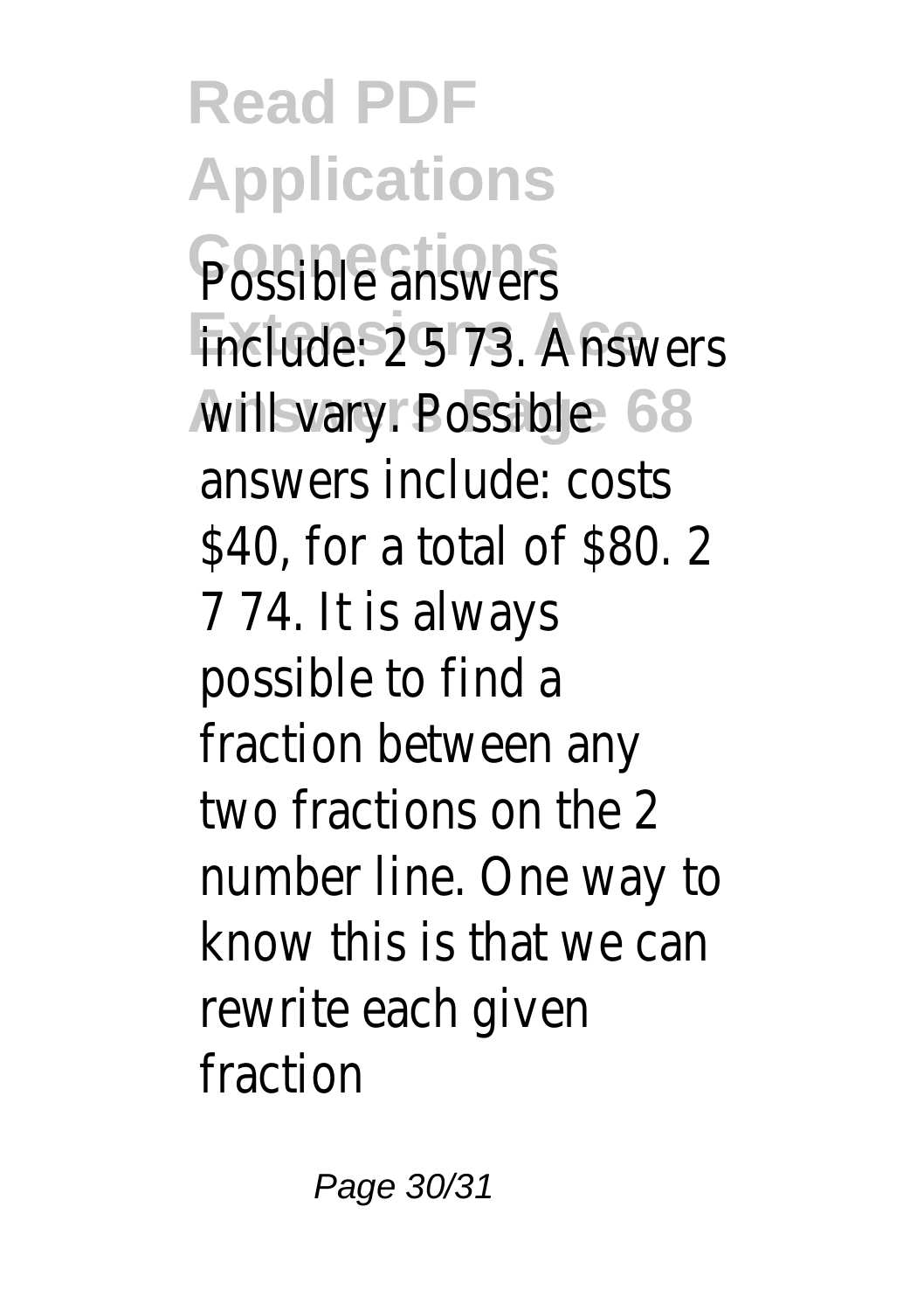# Read PDF Applications Connections Extensions Ace Answers Page 68

Possible answers include: 2 5 73. Answers will vary. Possible answers include: costs $40, for a total of $80. 2 7 74. It is always possible to find a fraction between any two fractions on the 2 number line. One way to know this is that we can rewrite each given fraction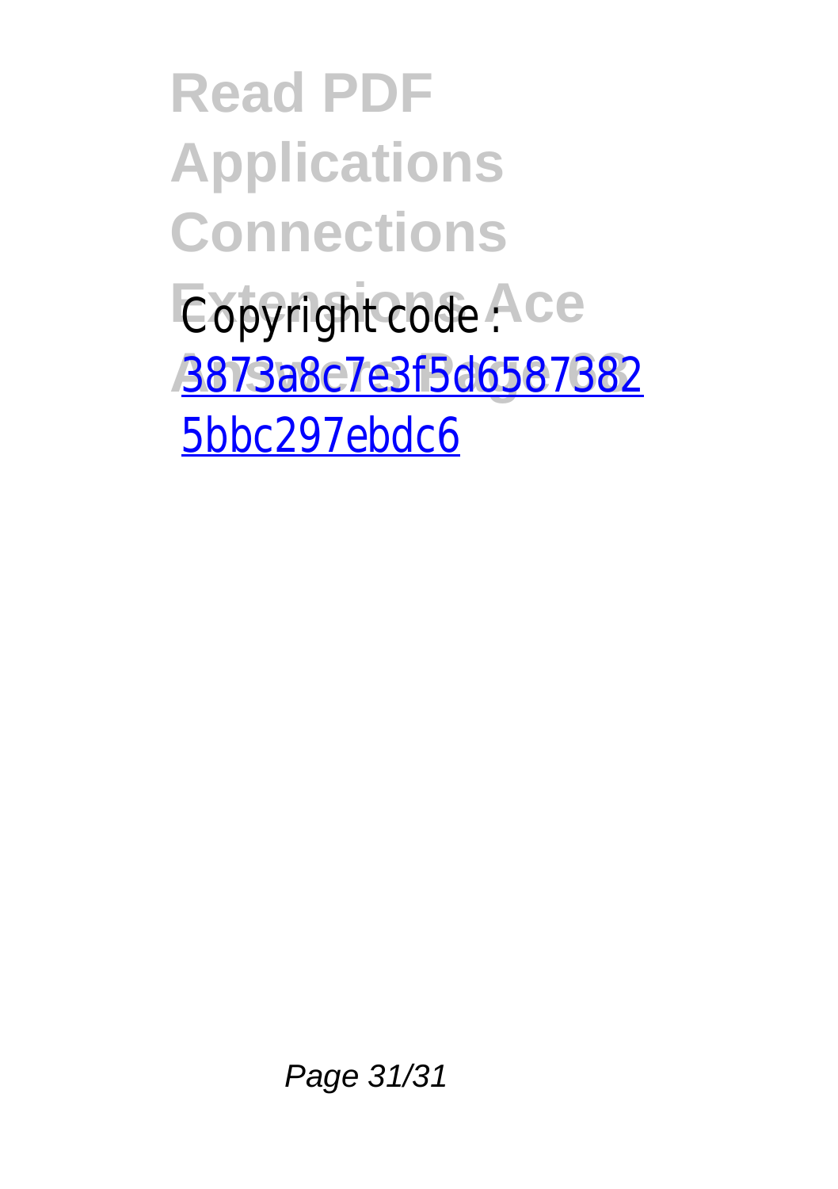Copyright code : [3873a8c7e3f5d65873825bbc297ebdc6]